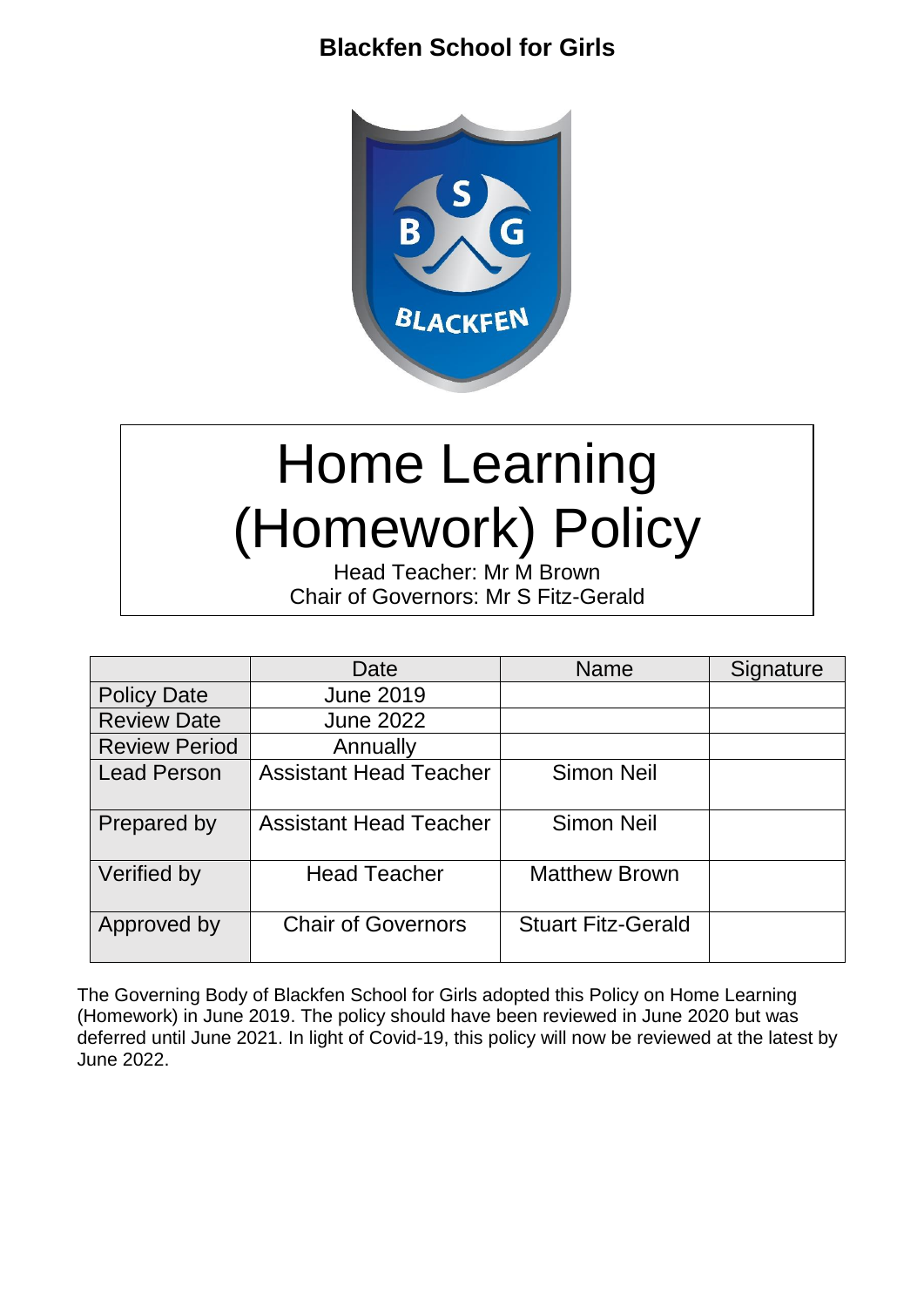**Blackfen School for Girls**

# Home Learning (Homework) Policy

Head Teacher: Mr M Brown
Chair of Governors: Mr S Fitz-Gerald

| | Date | Name | Signature |
|---|---|---|---|
| Policy Date | June 2019 | | |
| Review Date | June 2022 | | |
| Review Period | Annually | | |
| Lead Person | Assistant Head Teacher | Simon Neil | |
| Prepared by | Assistant Head Teacher | Simon Neil | |
| Verified by | Head Teacher | Matthew Brown | |
| Approved by | Chair of Governors | Stuart Fitz-Gerald | |

The Governing Body of Blackfen School for Girls adopted this Policy on Home Learning (Homework) in June 2019. The policy should have been reviewed in June 2020 but was deferred until June 2021. In light of Covid-19, this policy will now be reviewed at the latest by June 2022.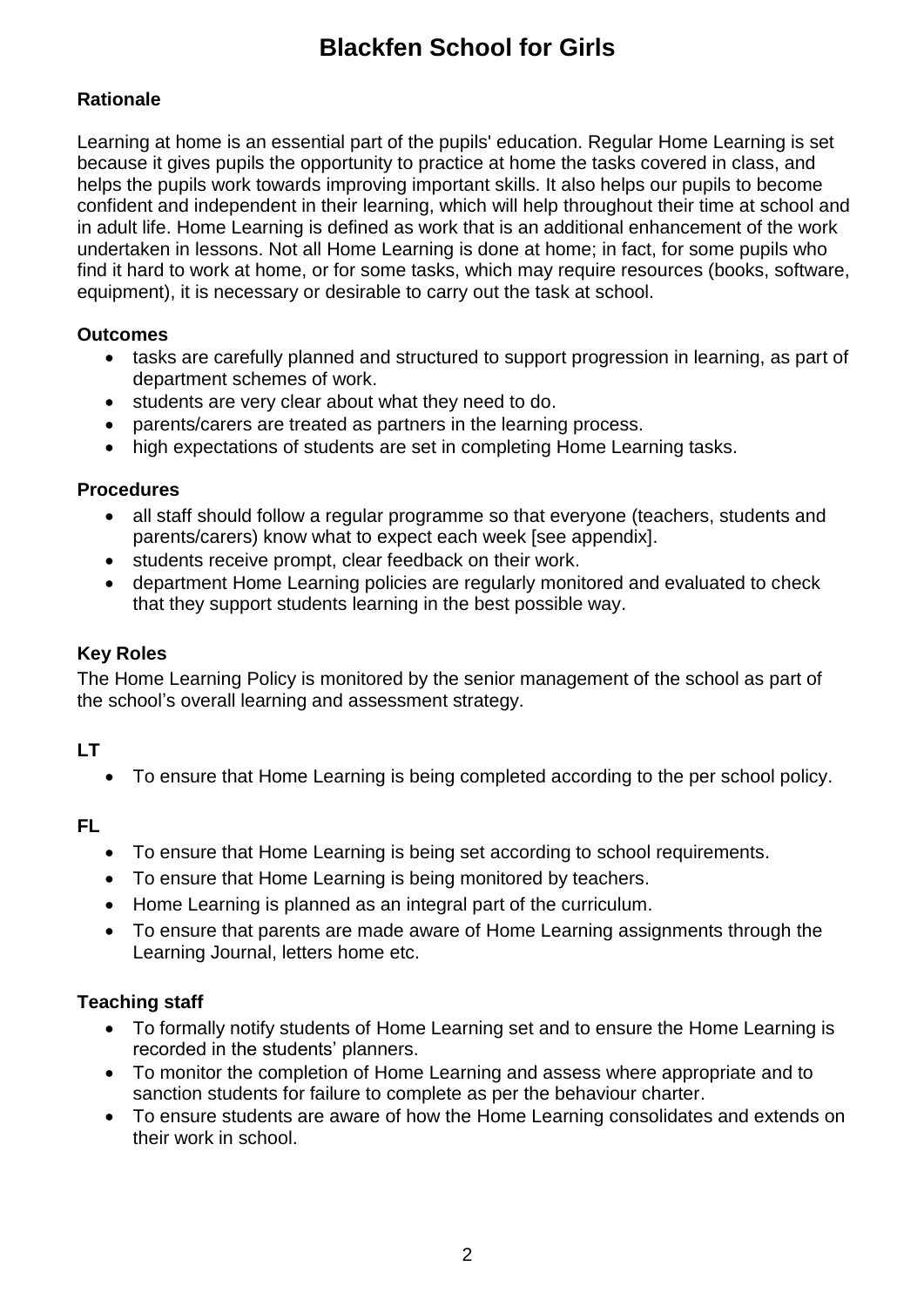# Blackfen School for Girls

## Rationale

Learning at home is an essential part of the pupils' education. Regular Home Learning is set because it gives pupils the opportunity to practice at home the tasks covered in class, and helps the pupils work towards improving important skills. It also helps our pupils to become confident and independent in their learning, which will help throughout their time at school and in adult life. Home Learning is defined as work that is an additional enhancement of the work undertaken in lessons. Not all Home Learning is done at home; in fact, for some pupils who find it hard to work at home, or for some tasks, which may require resources (books, software, equipment), it is necessary or desirable to carry out the task at school.

## Outcomes

- tasks are carefully planned and structured to support progression in learning, as part of department schemes of work.
- students are very clear about what they need to do.
- parents/carers are treated as partners in the learning process.
- high expectations of students are set in completing Home Learning tasks.

## Procedures

- all staff should follow a regular programme so that everyone (teachers, students and parents/carers) know what to expect each week [see appendix].
- students receive prompt, clear feedback on their work.
- department Home Learning policies are regularly monitored and evaluated to check that they support students learning in the best possible way.

## Key Roles

The Home Learning Policy is monitored by the senior management of the school as part of the school's overall learning and assessment strategy.

### LT

- To ensure that Home Learning is being completed according to the per school policy.

### FL

- To ensure that Home Learning is being set according to school requirements.
- To ensure that Home Learning is being monitored by teachers.
- Home Learning is planned as an integral part of the curriculum.
- To ensure that parents are made aware of Home Learning assignments through the Learning Journal, letters home etc.

### Teaching staff

- To formally notify students of Home Learning set and to ensure the Home Learning is recorded in the students' planners.
- To monitor the completion of Home Learning and assess where appropriate and to sanction students for failure to complete as per the behaviour charter.
- To ensure students are aware of how the Home Learning consolidates and extends on their work in school.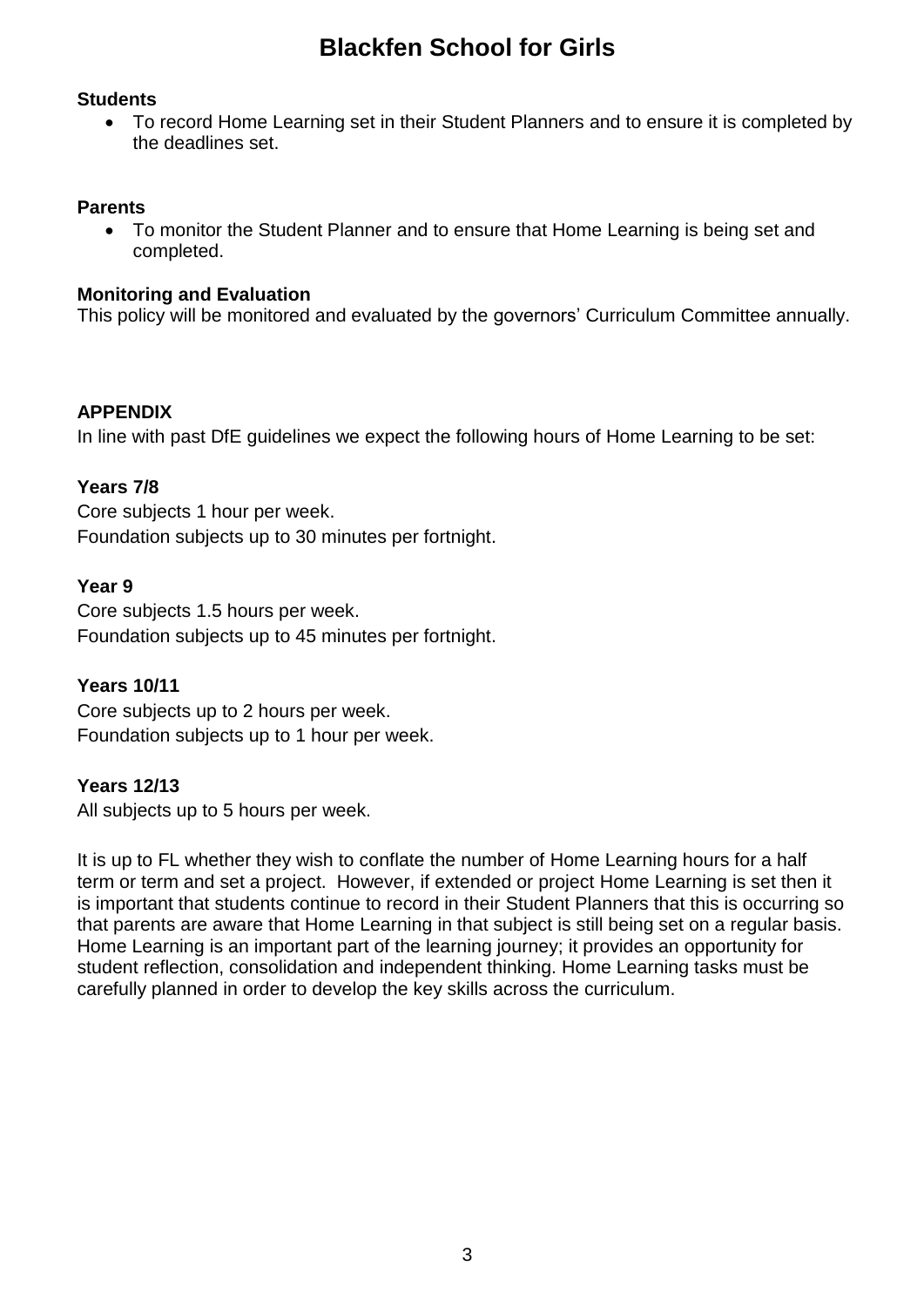**Students**

- To record Home Learning set in their Student Planners and to ensure it is completed by the deadlines set.

**Parents**

- To monitor the Student Planner and to ensure that Home Learning is being set and completed.

**Monitoring and Evaluation**

This policy will be monitored and evaluated by the governors' Curriculum Committee annually.

**APPENDIX**

In line with past DfE guidelines we expect the following hours of Home Learning to be set:

**Years 7/8**

Core subjects 1 hour per week.
Foundation subjects up to 30 minutes per fortnight.

**Year 9**

Core subjects 1.5 hours per week.
Foundation subjects up to 45 minutes per fortnight.

**Years 10/11**

Core subjects up to 2 hours per week.
Foundation subjects up to 1 hour per week.

**Years 12/13**

All subjects up to 5 hours per week.

It is up to FL whether they wish to conflate the number of Home Learning hours for a half term or term and set a project. However, if extended or project Home Learning is set then it is important that students continue to record in their Student Planners that this is occurring so that parents are aware that Home Learning in that subject is still being set on a regular basis. Home Learning is an important part of the learning journey; it provides an opportunity for student reflection, consolidation and independent thinking. Home Learning tasks must be carefully planned in order to develop the key skills across the curriculum.